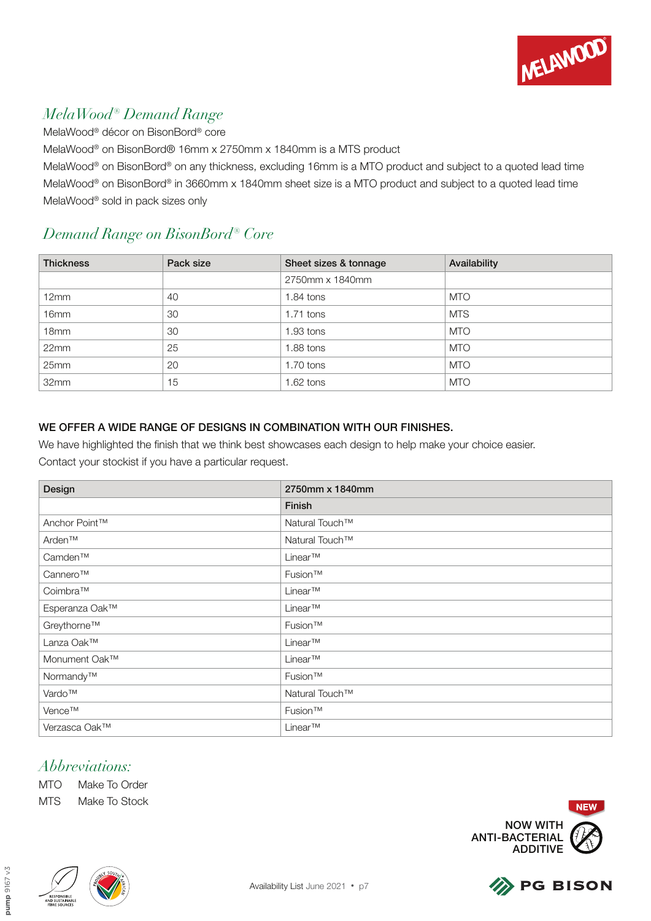## *MelaWood® Demand Range*

MelaWood® décor on BisonBord® core

MelaWood® on BisonBord® 16mm x 2750mm x 1840mm is a MTS product

MelaWood® on BisonBord® on any thickness, excluding 16mm is a MTO product and subject to a quoted lead time

MelaWood® on BisonBord® in 3660mm x 1840mm sheet size is a MTO product and subject to a quoted lead time

MelaWood® sold in pack sizes only

## *Demand Range on BisonBord® Core*

| Thickness | Pack size | Sheet sizes & tonnage | Availability |
|---|---|---|---|
| | | 2750mm x 1840mm | |
| 12mm | 40 | 1.84 tons | MTO |
| 16mm | 30 | 1.71 tons | MTS |
| 18mm | 30 | 1.93 tons | MTO |
| 22mm | 25 | 1.88 tons | MTO |
| 25mm | 20 | 1.70 tons | MTO |
| 32mm | 15 | 1.62 tons | MTO |

**WE OFFER A WIDE RANGE OF DESIGNS IN COMBINATION WITH OUR FINISHES.**

We have highlighted the finish that we think best showcases each design to help make your choice easier.
Contact your stockist if you have a particular request.

| Design | 2750mm x 1840mm |
|---|---|
| | Finish |
| Anchor Point™ | Natural Touch™ |
| Arden™ | Natural Touch™ |
| Camden™ | Linear™ |
| Cannero™ | Fusion™ |
| Coimbra™ | Linear™ |
| Esperanza Oak™ | Linear™ |
| Greythorne™ | Fusion™ |
| Lanza Oak™ | Linear™ |
| Monument Oak™ | Linear™ |
| Normandy™ | Fusion™ |
| Vardo™ | Natural Touch™ |
| Vence™ | Fusion™ |
| Verzasca Oak™ | Linear™ |

## *Abbreviations:*

MTO Make To Order

MTS Make To Stock

NEW

NOW WITH ANTI-BACTERIAL ADDITIVE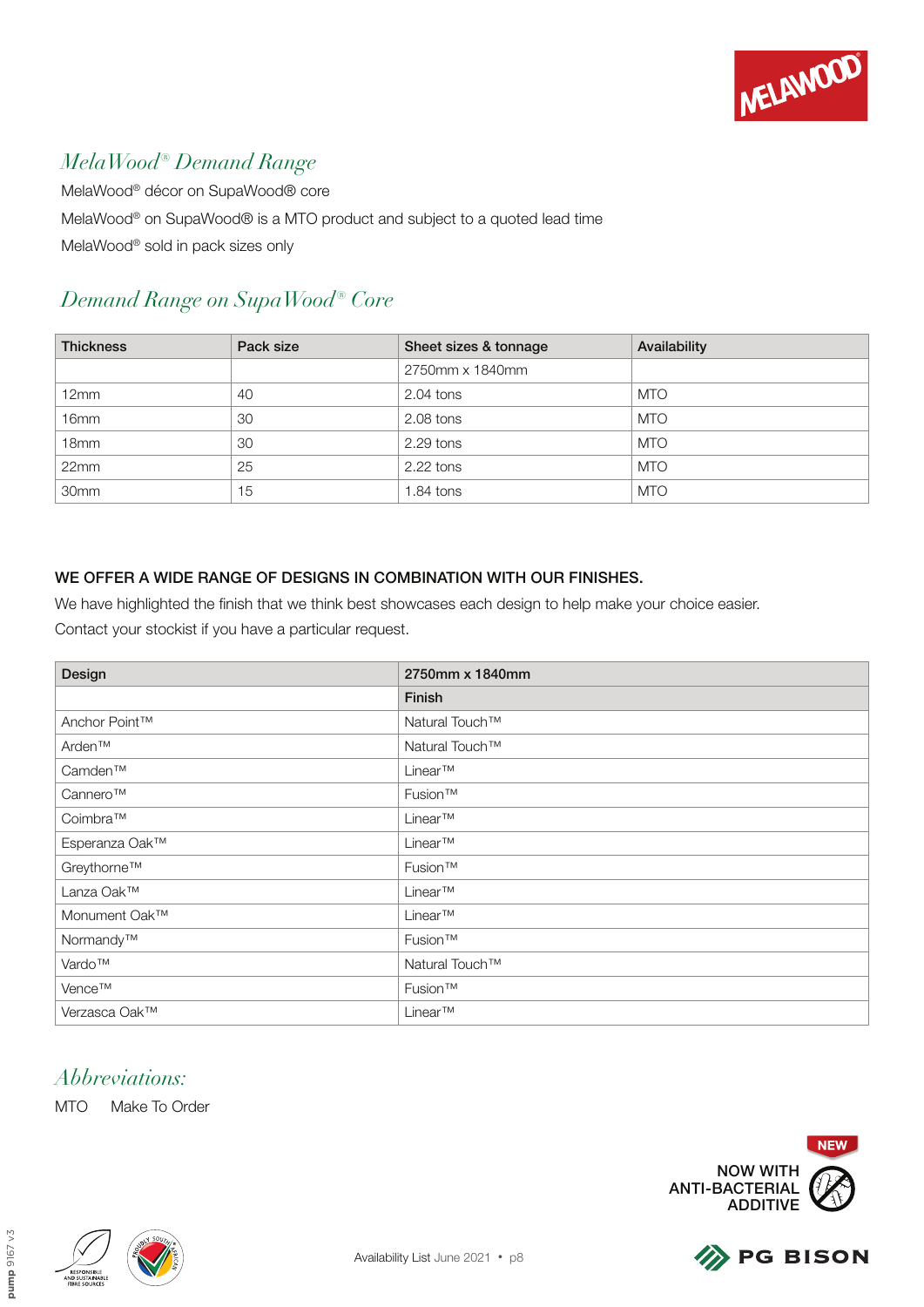## *MelaWood® Demand Range*

MelaWood® décor on SupaWood® core

MelaWood® on SupaWood® is a MTO product and subject to a quoted lead time

MelaWood® sold in pack sizes only

## *Demand Range on SupaWood® Core*

| Thickness | Pack size | Sheet sizes & tonnage | Availability |
|---|---|---|---|
| | | 2750mm x 1840mm | |
| 12mm | 40 | 2.04 tons | MTO |
| 16mm | 30 | 2.08 tons | MTO |
| 18mm | 30 | 2.29 tons | MTO |
| 22mm | 25 | 2.22 tons | MTO |
| 30mm | 15 | 1.84 tons | MTO |

**WE OFFER A WIDE RANGE OF DESIGNS IN COMBINATION WITH OUR FINISHES.**

We have highlighted the finish that we think best showcases each design to help make your choice easier.

Contact your stockist if you have a particular request.

| Design | 2750mm x 1840mm |
|---|---|
| | Finish |
| Anchor Point™ | Natural Touch™ |
| Arden™ | Natural Touch™ |
| Camden™ | Linear™ |
| Cannero™ | Fusion™ |
| Coimbra™ | Linear™ |
| Esperanza Oak™ | Linear™ |
| Greythorne™ | Fusion™ |
| Lanza Oak™ | Linear™ |
| Monument Oak™ | Linear™ |
| Normandy™ | Fusion™ |
| Vardo™ | Natural Touch™ |
| Vence™ | Fusion™ |
| Verzasca Oak™ | Linear™ |

## *Abbreviations:*

MTO Make To Order

NEW

NOW WITH ANTI-BACTERIAL ADDITIVE

Availability List June 2021 • p8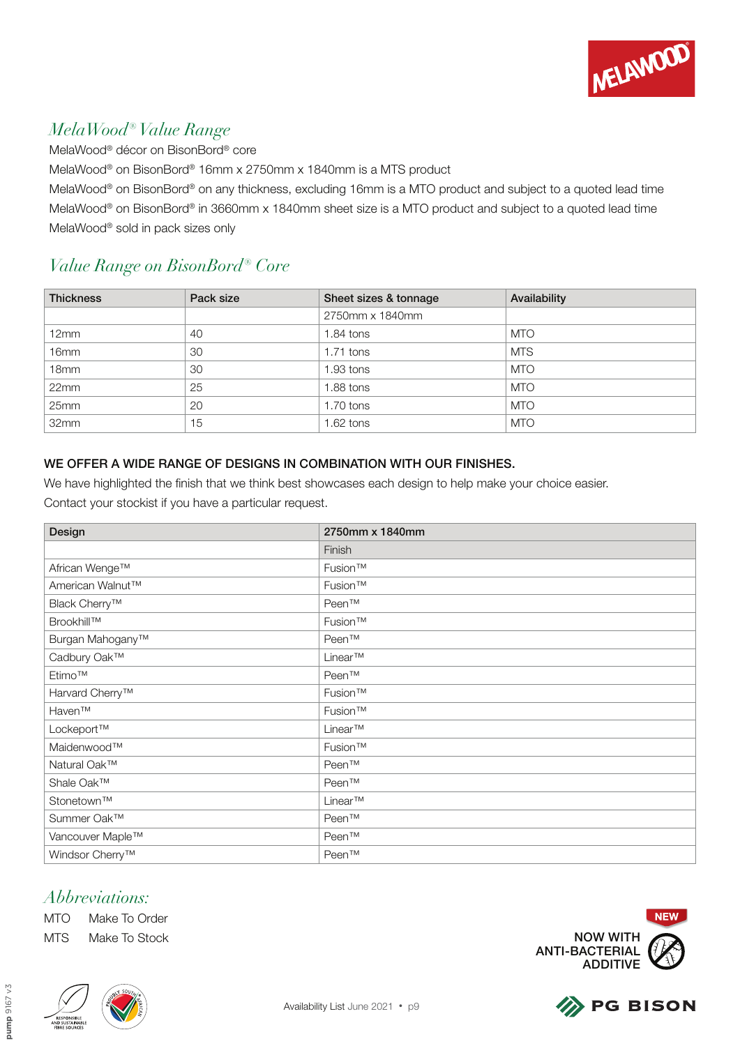## *MelaWood® Value Range*

MelaWood® décor on BisonBord® core

MelaWood® on BisonBord® 16mm x 2750mm x 1840mm is a MTS product

MelaWood® on BisonBord® on any thickness, excluding 16mm is a MTO product and subject to a quoted lead time

MelaWood® on BisonBord® in 3660mm x 1840mm sheet size is a MTO product and subject to a quoted lead time

MelaWood® sold in pack sizes only

## *Value Range on BisonBord® Core*

| Thickness | Pack size | Sheet sizes & tonnage | Availability |
|---|---|---|---|
| | | 2750mm x 1840mm | |
| 12mm | 40 | 1.84 tons | MTO |
| 16mm | 30 | 1.71 tons | MTS |
| 18mm | 30 | 1.93 tons | MTO |
| 22mm | 25 | 1.88 tons | MTO |
| 25mm | 20 | 1.70 tons | MTO |
| 32mm | 15 | 1.62 tons | MTO |

**WE OFFER A WIDE RANGE OF DESIGNS IN COMBINATION WITH OUR FINISHES.**

We have highlighted the finish that we think best showcases each design to help make your choice easier.

Contact your stockist if you have a particular request.

| Design | 2750mm x 1840mm |
|---|---|
| | Finish |
| African Wenge™ | Fusion™ |
| American Walnut™ | Fusion™ |
| Black Cherry™ | Peen™ |
| Brookhill™ | Fusion™ |
| Burgan Mahogany™ | Peen™ |
| Cadbury Oak™ | Linear™ |
| Etimo™ | Peen™ |
| Harvard Cherry™ | Fusion™ |
| Haven™ | Fusion™ |
| Lockeport™ | Linear™ |
| Maidenwood™ | Fusion™ |
| Natural Oak™ | Peen™ |
| Shale Oak™ | Peen™ |
| Stonetown™ | Linear™ |
| Summer Oak™ | Peen™ |
| Vancouver Maple™ | Peen™ |
| Windsor Cherry™ | Peen™ |

## *Abbreviations:*

MTO Make To Order

MTS Make To Stock

NEW

NOW WITH ANTI-BACTERIAL ADDITIVE

Availability List June 2021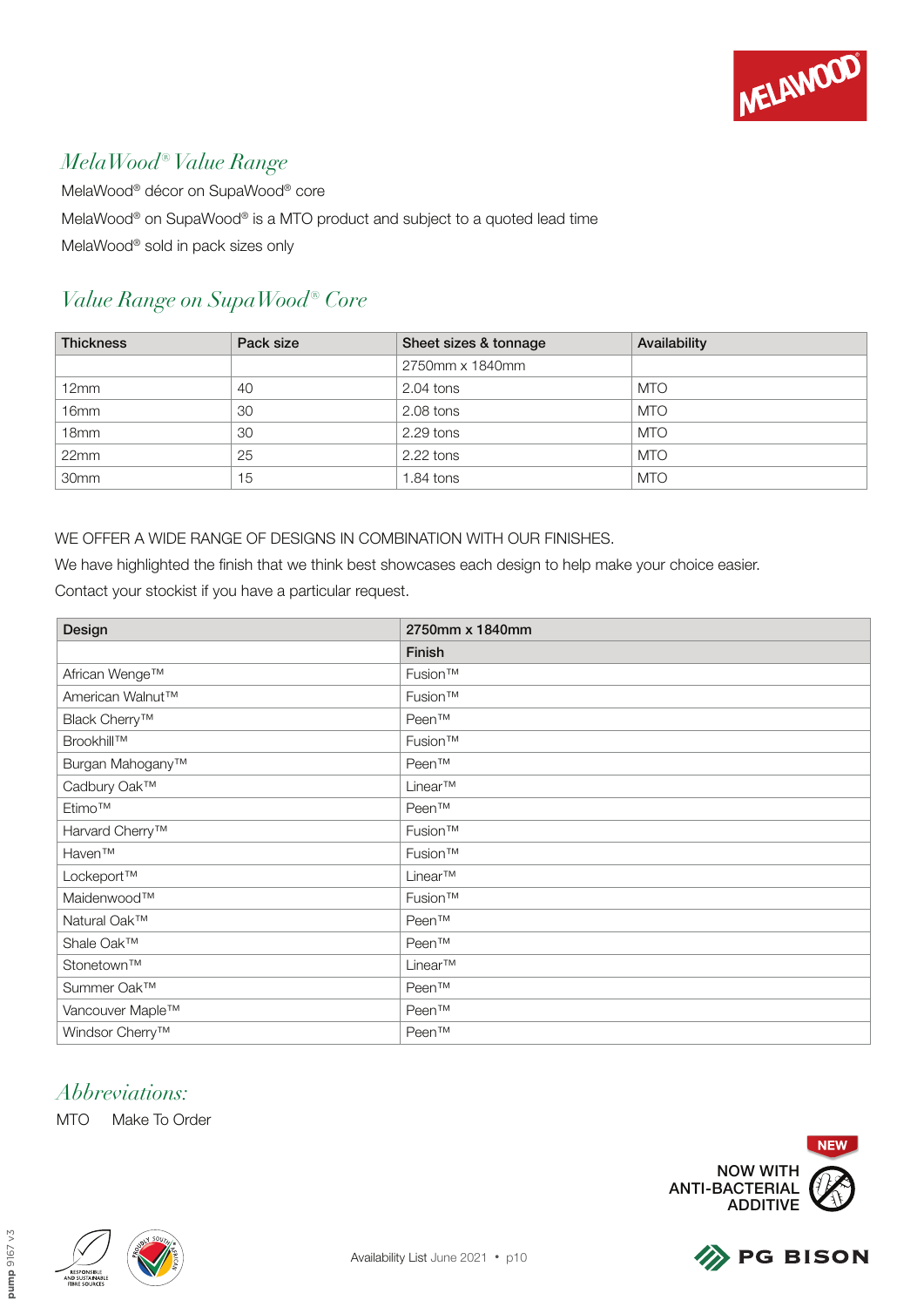MELAWOOD®

## *MelaWood® Value Range*

MelaWood® décor on SupaWood® core

MelaWood® on SupaWood® is a MTO product and subject to a quoted lead time

MelaWood® sold in pack sizes only

## *Value Range on SupaWood® Core*

| Thickness | Pack size | Sheet sizes & tonnage | Availability |
|---|---|---|---|
| | | 2750mm x 1840mm | |
| 12mm | 40 | 2.04 tons | MTO |
| 16mm | 30 | 2.08 tons | MTO |
| 18mm | 30 | 2.29 tons | MTO |
| 22mm | 25 | 2.22 tons | MTO |
| 30mm | 15 | 1.84 tons | MTO |

WE OFFER A WIDE RANGE OF DESIGNS IN COMBINATION WITH OUR FINISHES.

We have highlighted the finish that we think best showcases each design to help make your choice easier.

Contact your stockist if you have a particular request.

| Design | 2750mm x 1840mm |
|---|---|
| | Finish |
| African Wenge™ | Fusion™ |
| American Walnut™ | Fusion™ |
| Black Cherry™ | Peen™ |
| Brookhill™ | Fusion™ |
| Burgan Mahogany™ | Peen™ |
| Cadbury Oak™ | Linear™ |
| Etimo™ | Peen™ |
| Harvard Cherry™ | Fusion™ |
| Haven™ | Fusion™ |
| Lockeport™ | Linear™ |
| Maidenwood™ | Fusion™ |
| Natural Oak™ | Peen™ |
| Shale Oak™ | Peen™ |
| Stonetown™ | Linear™ |
| Summer Oak™ | Peen™ |
| Vancouver Maple™ | Peen™ |
| Windsor Cherry™ | Peen™ |

## *Abbreviations:*

MTO Make To Order

NEW

NOW WITH ANTI-BACTERIAL ADDITIVE

RESPONSIBLE AND SUSTAINABLE FIBRE SOURCES

PROUDLY SOUTH AFRICAN

Availability List June 2021 • p10

PG BISON

pump 9167 v3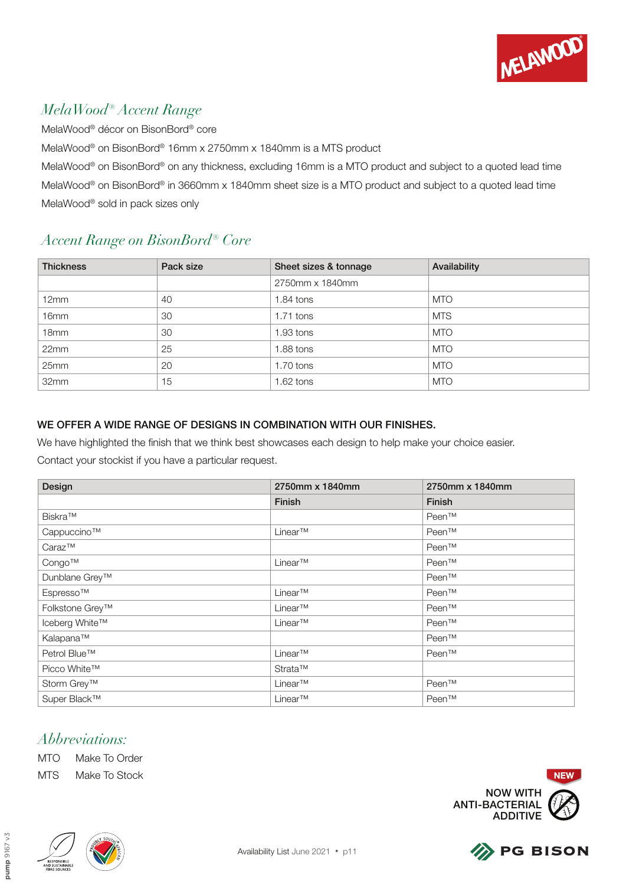## *MelaWood® Accent Range*

MelaWood® décor on BisonBord® core

MelaWood® on BisonBord® 16mm x 2750mm x 1840mm is a MTS product

MelaWood® on BisonBord® on any thickness, excluding 16mm is a MTO product and subject to a quoted lead time

MelaWood® on BisonBord® in 3660mm x 1840mm sheet size is a MTO product and subject to a quoted lead time

MelaWood® sold in pack sizes only

## *Accent Range on BisonBord® Core*

| Thickness | Pack size | Sheet sizes & tonnage | Availability |
|---|---|---|---|
| | | 2750mm x 1840mm | |
| 12mm | 40 | 1.84 tons | MTO |
| 16mm | 30 | 1.71 tons | MTS |
| 18mm | 30 | 1.93 tons | MTO |
| 22mm | 25 | 1.88 tons | MTO |
| 25mm | 20 | 1.70 tons | MTO |
| 32mm | 15 | 1.62 tons | MTO |

**WE OFFER A WIDE RANGE OF DESIGNS IN COMBINATION WITH OUR FINISHES.**

We have highlighted the finish that we think best showcases each design to help make your choice easier.

Contact your stockist if you have a particular request.

| Design | 2750mm x 1840mm | 2750mm x 1840mm |
|---|---|---|
| | Finish | Finish |
| Biskra™ | | Peen™ |
| Cappuccino™ | Linear™ | Peen™ |
| Caraz™ | | Peen™ |
| Congo™ | Linear™ | Peen™ |
| Dunblane Grey™ | | Peen™ |
| Espresso™ | Linear™ | Peen™ |
| Folkstone Grey™ | Linear™ | Peen™ |
| Iceberg White™ | Linear™ | Peen™ |
| Kalapana™ | | Peen™ |
| Petrol Blue™ | Linear™ | Peen™ |
| Picco White™ | Strata™ | |
| Storm Grey™ | Linear™ | Peen™ |
| Super Black™ | Linear™ | Peen™ |

## *Abbreviations:*

MTO Make To Order

MTS Make To Stock

NEW

NOW WITH ANTI-BACTERIAL ADDITIVE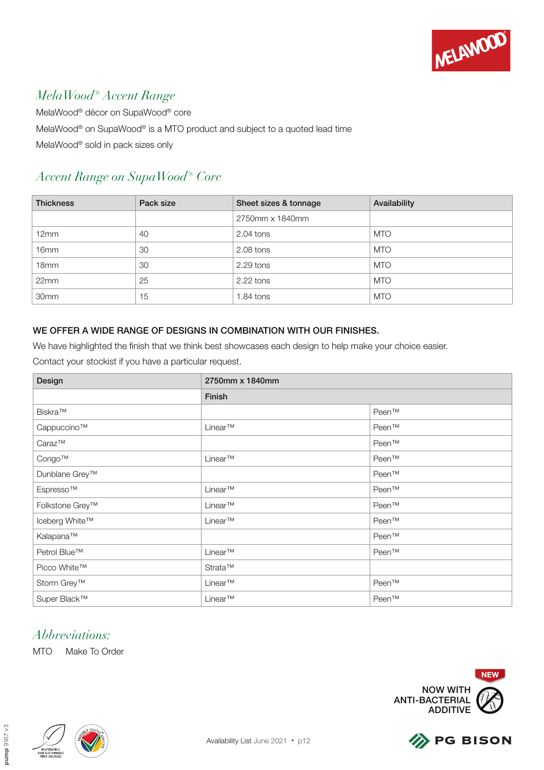## MelaWood® Accent Range

MelaWood® décor on SupaWood® core

MelaWood® on SupaWood® is a MTO product and subject to a quoted lead time

MelaWood® sold in pack sizes only

## Accent Range on SupaWood® Core

| Thickness | Pack size | Sheet sizes & tonnage | Availability |
|---|---|---|---|
| | | 2750mm x 1840mm | |
| 12mm | 40 | 2.04 tons | MTO |
| 16mm | 30 | 2.08 tons | MTO |
| 18mm | 30 | 2.29 tons | MTO |
| 22mm | 25 | 2.22 tons | MTO |
| 30mm | 15 | 1.84 tons | MTO |

**WE OFFER A WIDE RANGE OF DESIGNS IN COMBINATION WITH OUR FINISHES.**

We have highlighted the finish that we think best showcases each design to help make your choice easier.

Contact your stockist if you have a particular request.

| Design | 2750mm x 1840mm | |
|---|---|---|
| | Finish | |
| Biskra™ | | Peen™ |
| Cappuccino™ | Linear™ | Peen™ |
| Caraz™ | | Peen™ |
| Congo™ | Linear™ | Peen™ |
| Dunblane Grey™ | | Peen™ |
| Espresso™ | Linear™ | Peen™ |
| Folkstone Grey™ | Linear™ | Peen™ |
| Iceberg White™ | Linear™ | Peen™ |
| Kalapana™ | | Peen™ |
| Petrol Blue™ | Linear™ | Peen™ |
| Picco White™ | Strata™ | |
| Storm Grey™ | Linear™ | Peen™ |
| Super Black™ | Linear™ | Peen™ |

## Abbreviations:

MTO Make To Order

NEW

NOW WITH ANTI-BACTERIAL ADDITIVE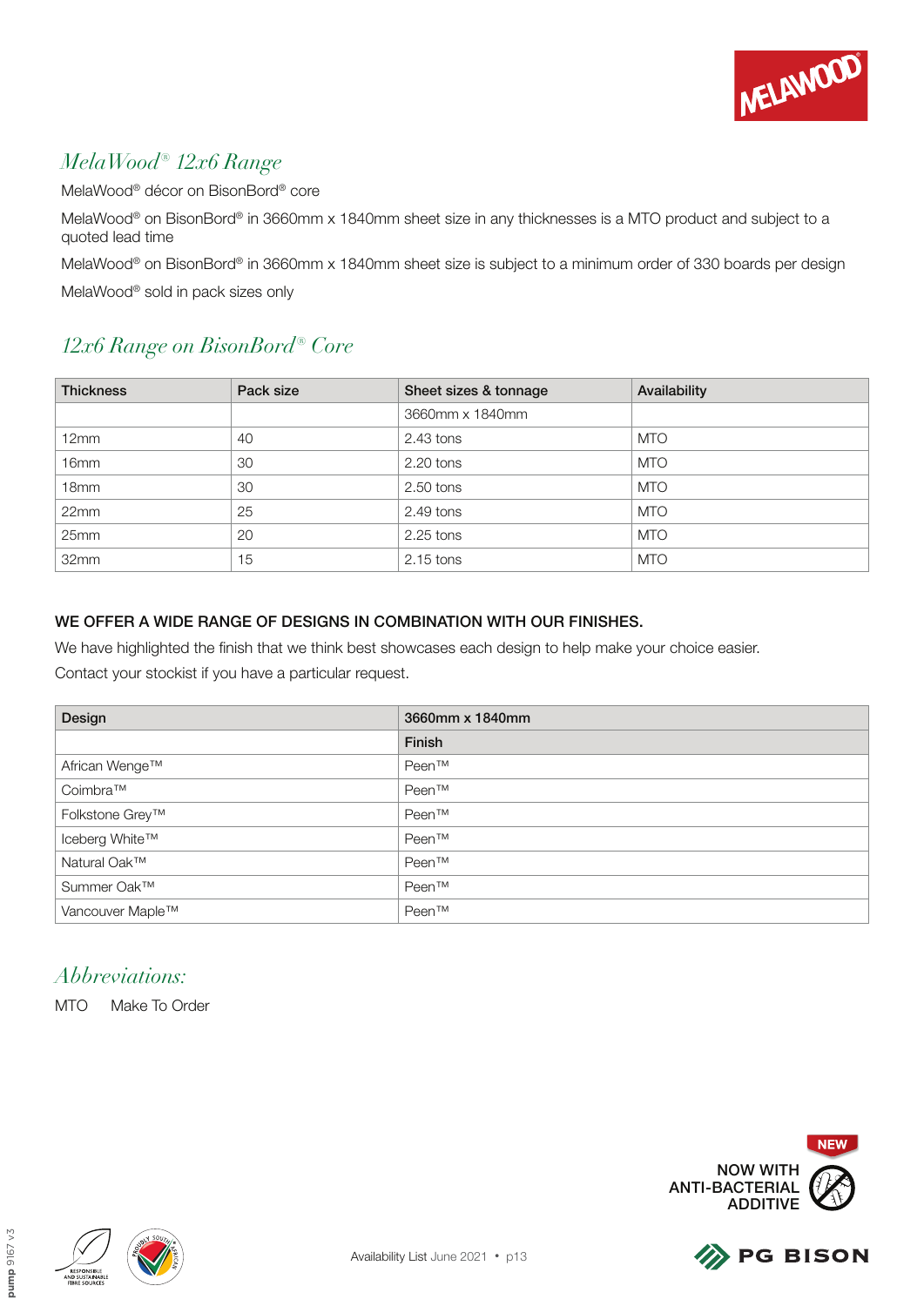## *MelaWood® 12x6 Range*

MelaWood® décor on BisonBord® core

MelaWood® on BisonBord® in 3660mm x 1840mm sheet size in any thicknesses is a MTO product and subject to a quoted lead time

MelaWood® on BisonBord® in 3660mm x 1840mm sheet size is subject to a minimum order of 330 boards per design

MelaWood® sold in pack sizes only

## *12x6 Range on BisonBord® Core*

| Thickness | Pack size | Sheet sizes & tonnage | Availability |
|---|---|---|---|
| | | 3660mm x 1840mm | |
| 12mm | 40 | 2.43 tons | MTO |
| 16mm | 30 | 2.20 tons | MTO |
| 18mm | 30 | 2.50 tons | MTO |
| 22mm | 25 | 2.49 tons | MTO |
| 25mm | 20 | 2.25 tons | MTO |
| 32mm | 15 | 2.15 tons | MTO |

**WE OFFER A WIDE RANGE OF DESIGNS IN COMBINATION WITH OUR FINISHES.**

We have highlighted the finish that we think best showcases each design to help make your choice easier.

Contact your stockist if you have a particular request.

| Design | 3660mm x 1840mm |
|---|---|
| | **Finish** |
| African Wenge™ | Peen™ |
| Coimbra™ | Peen™ |
| Folkstone Grey™ | Peen™ |
| Iceberg White™ | Peen™ |
| Natural Oak™ | Peen™ |
| Summer Oak™ | Peen™ |
| Vancouver Maple™ | Peen™ |

## *Abbreviations:*

MTO Make To Order

NEW

NOW WITH ANTI-BACTERIAL ADDITIVE